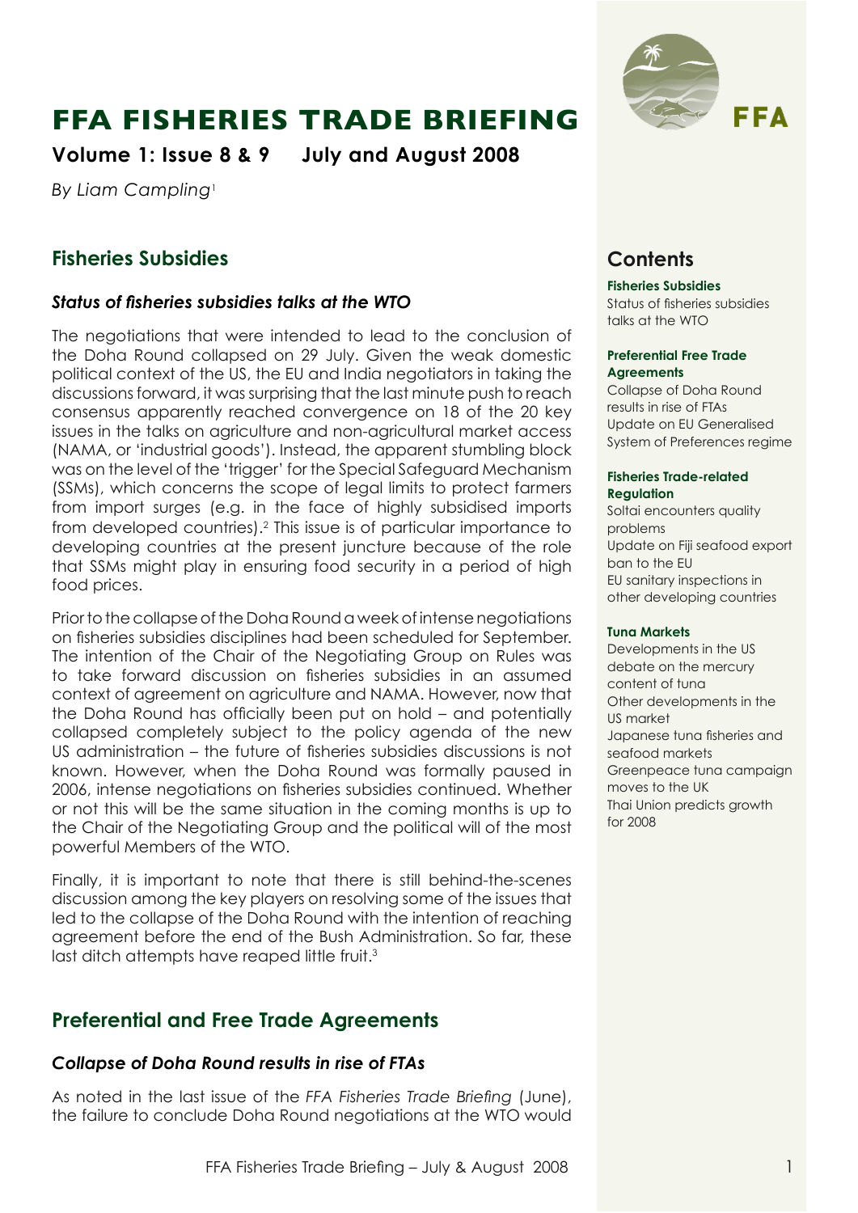# FFA FISHERIES TRADE BRIEFING

**Volume 1: Issue 8 & 9    July and August 2008**

*By Liam Campling*[1]

## Fisheries Subsidies

### *Status of fisheries subsidies talks at the WTO*

The negotiations that were intended to lead to the conclusion of the Doha Round collapsed on 29 July. Given the weak domestic political context of the US, the EU and India negotiators in taking the discussions forward, it was surprising that the last minute push to reach consensus apparently reached convergence on 18 of the 20 key issues in the talks on agriculture and non-agricultural market access (NAMA, or 'industrial goods'). Instead, the apparent stumbling block was on the level of the 'trigger' for the Special Safeguard Mechanism (SSMs), which concerns the scope of legal limits to protect farmers from import surges (e.g. in the face of highly subsidised imports from developed countries).[2] This issue is of particular importance to developing countries at the present juncture because of the role that SSMs might play in ensuring food security in a period of high food prices.

Prior to the collapse of the Doha Round a week of intense negotiations on fisheries subsidies disciplines had been scheduled for September. The intention of the Chair of the Negotiating Group on Rules was to take forward discussion on fisheries subsidies in an assumed context of agreement on agriculture and NAMA. However, now that the Doha Round has officially been put on hold – and potentially collapsed completely subject to the policy agenda of the new US administration – the future of fisheries subsidies discussions is not known. However, when the Doha Round was formally paused in 2006, intense negotiations on fisheries subsidies continued. Whether or not this will be the same situation in the coming months is up to the Chair of the Negotiating Group and the political will of the most powerful Members of the WTO.

Finally, it is important to note that there is still behind-the-scenes discussion among the key players on resolving some of the issues that led to the collapse of the Doha Round with the intention of reaching agreement before the end of the Bush Administration. So far, these last ditch attempts have reaped little fruit.[3]

## Preferential and Free Trade Agreements

### *Collapse of Doha Round results in rise of FTAs*

As noted in the last issue of the *FFA Fisheries Trade Briefing* (June), the failure to conclude Doha Round negotiations at the WTO would

## Contents

**Fisheries Subsidies**
Status of fisheries subsidies talks at the WTO

**Preferential Free Trade Agreements**
Collapse of Doha Round results in rise of FTAs
Update on EU Generalised System of Preferences regime

**Fisheries Trade-related Regulation**
Soltai encounters quality problems
Update on Fiji seafood export ban to the EU
EU sanitary inspections in other developing countries

**Tuna Markets**
Developments in the US debate on the mercury content of tuna
Other developments in the US market
Japanese tuna fisheries and seafood markets
Greenpeace tuna campaign moves to the UK
Thai Union predicts growth for 2008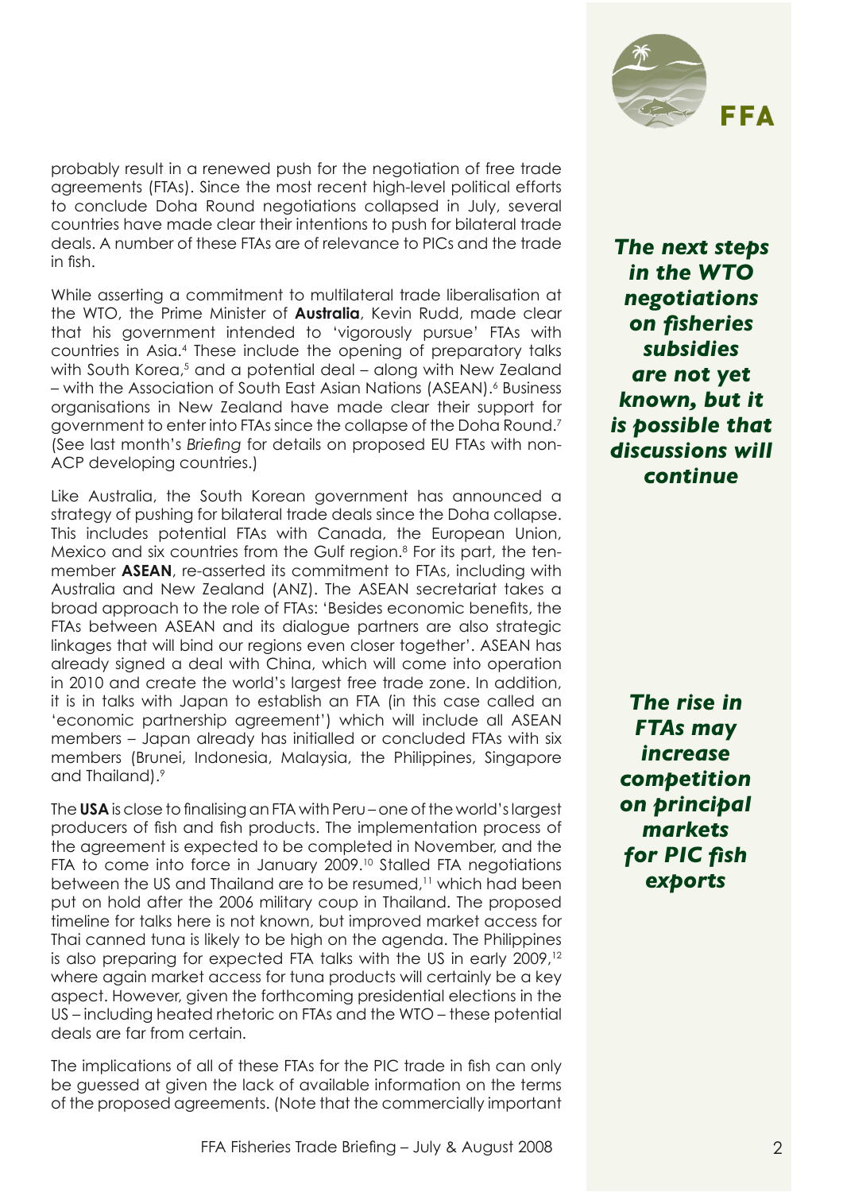probably result in a renewed push for the negotiation of free trade agreements (FTAs). Since the most recent high-level political efforts to conclude Doha Round negotiations collapsed in July, several countries have made clear their intentions to push for bilateral trade deals. A number of these FTAs are of relevance to PICs and the trade in fish.

*The next steps in the WTO negotiations on fisheries subsidies are not yet known, but it is possible that discussions will continue*

While asserting a commitment to multilateral trade liberalisation at the WTO, the Prime Minister of **Australia**, Kevin Rudd, made clear that his government intended to 'vigorously pursue' FTAs with countries in Asia.[4] These include the opening of preparatory talks with South Korea,[5] and a potential deal – along with New Zealand – with the Association of South East Asian Nations (ASEAN).[6] Business organisations in New Zealand have made clear their support for government to enter into FTAs since the collapse of the Doha Round.[7] (See last month's *Briefing* for details on proposed EU FTAs with non-ACP developing countries.)

Like Australia, the South Korean government has announced a strategy of pushing for bilateral trade deals since the Doha collapse. This includes potential FTAs with Canada, the European Union, Mexico and six countries from the Gulf region.[8] For its part, the ten-member **ASEAN**, re-asserted its commitment to FTAs, including with Australia and New Zealand (ANZ). The ASEAN secretariat takes a broad approach to the role of FTAs: 'Besides economic benefits, the FTAs between ASEAN and its dialogue partners are also strategic linkages that will bind our regions even closer together'. ASEAN has already signed a deal with China, which will come into operation in 2010 and create the world's largest free trade zone. In addition, it is in talks with Japan to establish an FTA (in this case called an 'economic partnership agreement') which will include all ASEAN members – Japan already has initialled or concluded FTAs with six members (Brunei, Indonesia, Malaysia, the Philippines, Singapore and Thailand).[9]

*The rise in FTAs may increase competition on principal markets for PIC fish exports*

The **USA** is close to finalising an FTA with Peru – one of the world's largest producers of fish and fish products. The implementation process of the agreement is expected to be completed in November, and the FTA to come into force in January 2009.[10] Stalled FTA negotiations between the US and Thailand are to be resumed,[11] which had been put on hold after the 2006 military coup in Thailand. The proposed timeline for talks here is not known, but improved market access for Thai canned tuna is likely to be high on the agenda. The Philippines is also preparing for expected FTA talks with the US in early 2009,[12] where again market access for tuna products will certainly be a key aspect. However, given the forthcoming presidential elections in the US – including heated rhetoric on FTAs and the WTO – these potential deals are far from certain.

The implications of all of these FTAs for the PIC trade in fish can only be guessed at given the lack of available information on the terms of the proposed agreements. (Note that the commercially important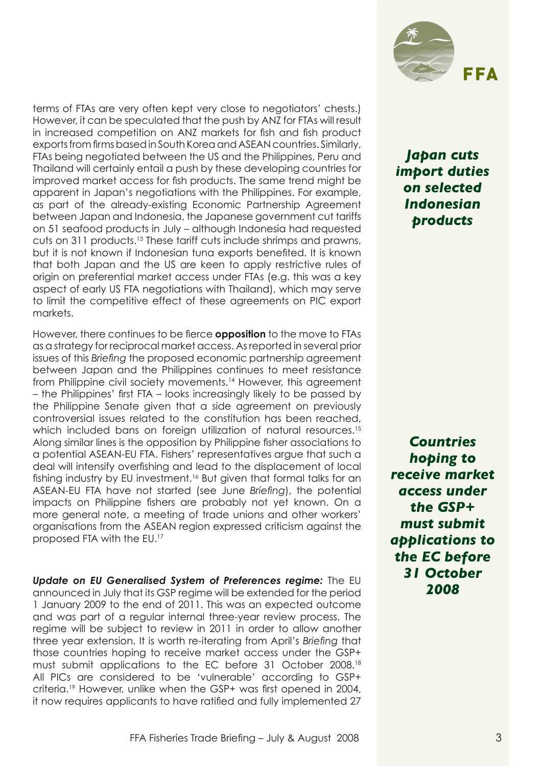terms of FTAs are very often kept very close to negotiators' chests.) However, it can be speculated that the push by ANZ for FTAs will result in increased competition on ANZ markets for fish and fish product exports from firms based in South Korea and ASEAN countries. Similarly, FTAs being negotiated between the US and the Philippines, Peru and Thailand will certainly entail a push by these developing countries for improved market access for fish products. The same trend might be apparent in Japan's negotiations with the Philippines. For example, as part of the already-existing Economic Partnership Agreement between Japan and Indonesia, the Japanese government cut tariffs on 51 seafood products in July – although Indonesia had requested cuts on 311 products.[13] These tariff cuts include shrimps and prawns, but it is not known if Indonesian tuna exports benefited. It is known that both Japan and the US are keen to apply restrictive rules of origin on preferential market access under FTAs (e.g. this was a key aspect of early US FTA negotiations with Thailand), which may serve to limit the competitive effect of these agreements on PIC export markets.

*Japan cuts import duties on selected Indonesian products*

However, there continues to be fierce **opposition** to the move to FTAs as a strategy for reciprocal market access. As reported in several prior issues of this *Briefing* the proposed economic partnership agreement between Japan and the Philippines continues to meet resistance from Philippine civil society movements.[14] However, this agreement – the Philippines' first FTA – looks increasingly likely to be passed by the Philippine Senate given that a side agreement on previously controversial issues related to the constitution has been reached, which included bans on foreign utilization of natural resources.[15] Along similar lines is the opposition by Philippine fisher associations to a potential ASEAN-EU FTA. Fishers' representatives argue that such a deal will intensify overfishing and lead to the displacement of local fishing industry by EU investment.[16] But given that formal talks for an ASEAN-EU FTA have not started (see June *Briefing*), the potential impacts on Philippine fishers are probably not yet known. On a more general note, a meeting of trade unions and other workers' organisations from the ASEAN region expressed criticism against the proposed FTA with the EU.[17]

***Update on EU Generalised System of Preferences regime:*** The EU announced in July that its GSP regime will be extended for the period 1 January 2009 to the end of 2011. This was an expected outcome and was part of a regular internal three-year review process. The regime will be subject to review in 2011 in order to allow another three year extension. It is worth re-iterating from April's *Briefing* that those countries hoping to receive market access under the GSP+ must submit applications to the EC before 31 October 2008.[18] All PICs are considered to be 'vulnerable' according to GSP+ criteria.[19] However, unlike when the GSP+ was first opened in 2004, it now requires applicants to have ratified and fully implemented 27

*Countries hoping to receive market access under the GSP+ must submit applications to the EC before 31 October 2008*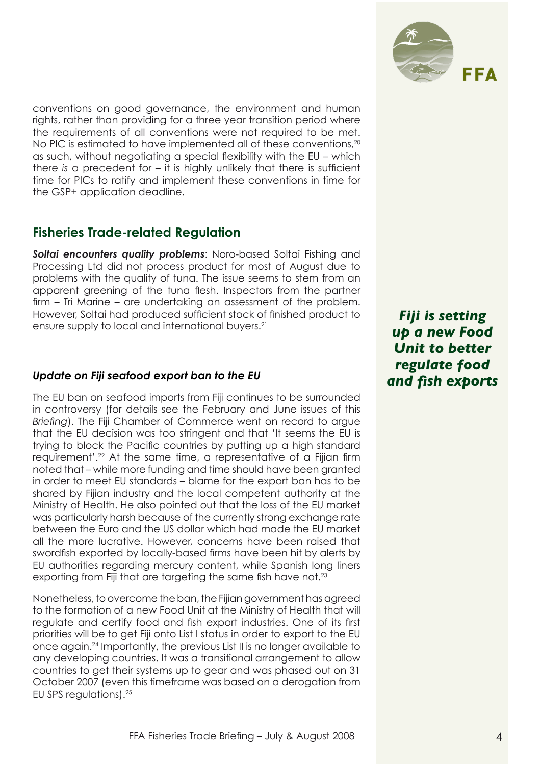conventions on good governance, the environment and human rights, rather than providing for a three year transition period where the requirements of all conventions were not required to be met. No PIC is estimated to have implemented all of these conventions,[20] as such, without negotiating a special flexibility with the EU – which there *is* a precedent for – it is highly unlikely that there is sufficient time for PICs to ratify and implement these conventions in time for the GSP+ application deadline.

## Fisheries Trade-related Regulation

***Soltai encounters quality problems***: Noro-based Soltai Fishing and Processing Ltd did not process product for most of August due to problems with the quality of tuna. The issue seems to stem from an apparent greening of the tuna flesh. Inspectors from the partner firm – Tri Marine – are undertaking an assessment of the problem. However, Soltai had produced sufficient stock of finished product to ensure supply to local and international buyers.[21]

### *Update on Fiji seafood export ban to the EU*

***Fiji is setting up a new Food Unit to better regulate food and fish exports***

The EU ban on seafood imports from Fiji continues to be surrounded in controversy (for details see the February and June issues of this *Briefing*). The Fiji Chamber of Commerce went on record to argue that the EU decision was too stringent and that 'It seems the EU is trying to block the Pacific countries by putting up a high standard requirement'.[22] At the same time, a representative of a Fijian firm noted that – while more funding and time should have been granted in order to meet EU standards – blame for the export ban has to be shared by Fijian industry and the local competent authority at the Ministry of Health. He also pointed out that the loss of the EU market was particularly harsh because of the currently strong exchange rate between the Euro and the US dollar which had made the EU market all the more lucrative. However, concerns have been raised that swordfish exported by locally-based firms have been hit by alerts by EU authorities regarding mercury content, while Spanish long liners exporting from Fiji that are targeting the same fish have not.[23]

Nonetheless, to overcome the ban, the Fijian government has agreed to the formation of a new Food Unit at the Ministry of Health that will regulate and certify food and fish export industries. One of its first priorities will be to get Fiji onto List I status in order to export to the EU once again.[24] Importantly, the previous List II is no longer available to any developing countries. It was a transitional arrangement to allow countries to get their systems up to gear and was phased out on 31 October 2007 (even this timeframe was based on a derogation from EU SPS regulations).[25]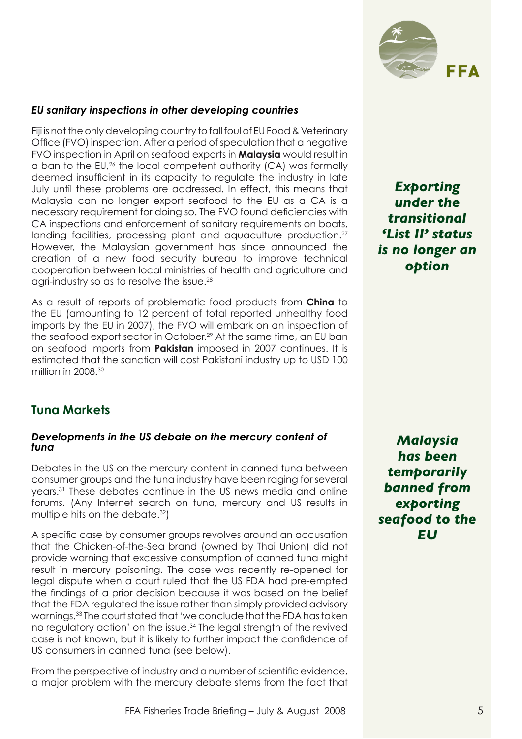### *EU sanitary inspections in other developing countries*

Fiji is not the only developing country to fall foul of EU Food & Veterinary Office (FVO) inspection. After a period of speculation that a negative FVO inspection in April on seafood exports in **Malaysia** would result in a ban to the EU,[26] the local competent authority (CA) was formally deemed insufficient in its capacity to regulate the industry in late July until these problems are addressed. In effect, this means that Malaysia can no longer export seafood to the EU as a CA is a necessary requirement for doing so. The FVO found deficiencies with CA inspections and enforcement of sanitary requirements on boats, landing facilities, processing plant and aquaculture production.[27] However, the Malaysian government has since announced the creation of a new food security bureau to improve technical cooperation between local ministries of health and agriculture and agri-industry so as to resolve the issue.[28]

*Exporting under the transitional 'List II' status is no longer an option*

As a result of reports of problematic food products from **China** to the EU (amounting to 12 percent of total reported unhealthy food imports by the EU in 2007), the FVO will embark on an inspection of the seafood export sector in October.[29] At the same time, an EU ban on seafood imports from **Pakistan** imposed in 2007 continues. It is estimated that the sanction will cost Pakistani industry up to USD 100 million in 2008.[30]

## Tuna Markets

### *Developments in the US debate on the mercury content of tuna*

*Malaysia has been temporarily banned from exporting seafood to the EU*

Debates in the US on the mercury content in canned tuna between consumer groups and the tuna industry have been raging for several years.[31] These debates continue in the US news media and online forums. (Any Internet search on tuna, mercury and US results in multiple hits on the debate.[32])

A specific case by consumer groups revolves around an accusation that the Chicken-of-the-Sea brand (owned by Thai Union) did not provide warning that excessive consumption of canned tuna might result in mercury poisoning. The case was recently re-opened for legal dispute when a court ruled that the US FDA had pre-empted the findings of a prior decision because it was based on the belief that the FDA regulated the issue rather than simply provided advisory warnings.[33] The court stated that 'we conclude that the FDA has taken no regulatory action' on the issue.[34] The legal strength of the revived case is not known, but it is likely to further impact the confidence of US consumers in canned tuna (see below).

From the perspective of industry and a number of scientific evidence, a major problem with the mercury debate stems from the fact that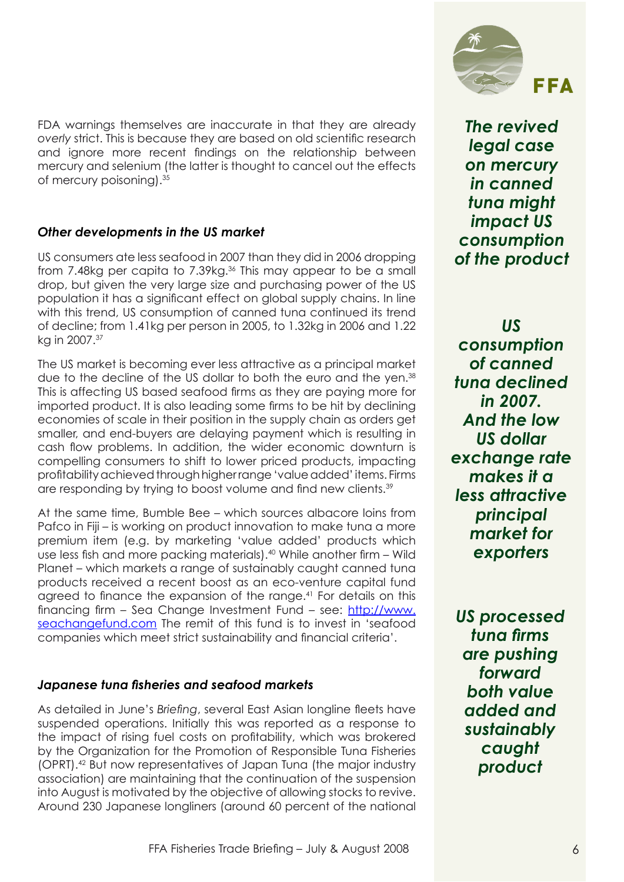FDA warnings themselves are inaccurate in that they are already *overly* strict. This is because they are based on old scientific research and ignore more recent findings on the relationship between mercury and selenium (the latter is thought to cancel out the effects of mercury poisoning).[35]

***The revived legal case on mercury in canned tuna might impact US consumption of the product***

### *Other developments in the US market*

US consumers ate less seafood in 2007 than they did in 2006 dropping from 7.48kg per capita to 7.39kg.[36] This may appear to be a small drop, but given the very large size and purchasing power of the US population it has a significant effect on global supply chains. In line with this trend, US consumption of canned tuna continued its trend of decline; from 1.41kg per person in 2005, to 1.32kg in 2006 and 1.22 kg in 2007.[37]

***US consumption of canned tuna declined in 2007. And the low US dollar exchange rate makes it a less attractive principal market for exporters***

The US market is becoming ever less attractive as a principal market due to the decline of the US dollar to both the euro and the yen.[38] This is affecting US based seafood firms as they are paying more for imported product. It is also leading some firms to be hit by declining economies of scale in their position in the supply chain as orders get smaller, and end-buyers are delaying payment which is resulting in cash flow problems. In addition, the wider economic downturn is compelling consumers to shift to lower priced products, impacting profitability achieved through higher range 'value added' items. Firms are responding by trying to boost volume and find new clients.[39]

At the same time, Bumble Bee – which sources albacore loins from Pafco in Fiji – is working on product innovation to make tuna a more premium item (e.g. by marketing 'value added' products which use less fish and more packing materials).[40] While another firm – Wild Planet – which markets a range of sustainably caught canned tuna products received a recent boost as an eco-venture capital fund agreed to finance the expansion of the range.[41] For details on this financing firm – Sea Change Investment Fund – see: [http://www.seachangefund.com](http://www.seachangefund.com) The remit of this fund is to invest in 'seafood companies which meet strict sustainability and financial criteria'.

***US processed tuna firms are pushing forward both value added and sustainably caught product***

### *Japanese tuna fisheries and seafood markets*

As detailed in June's *Briefing*, several East Asian longline fleets have suspended operations. Initially this was reported as a response to the impact of rising fuel costs on profitability, which was brokered by the Organization for the Promotion of Responsible Tuna Fisheries (OPRT).[42] But now representatives of Japan Tuna (the major industry association) are maintaining that the continuation of the suspension into August is motivated by the objective of allowing stocks to revive. Around 230 Japanese longliners (around 60 percent of the national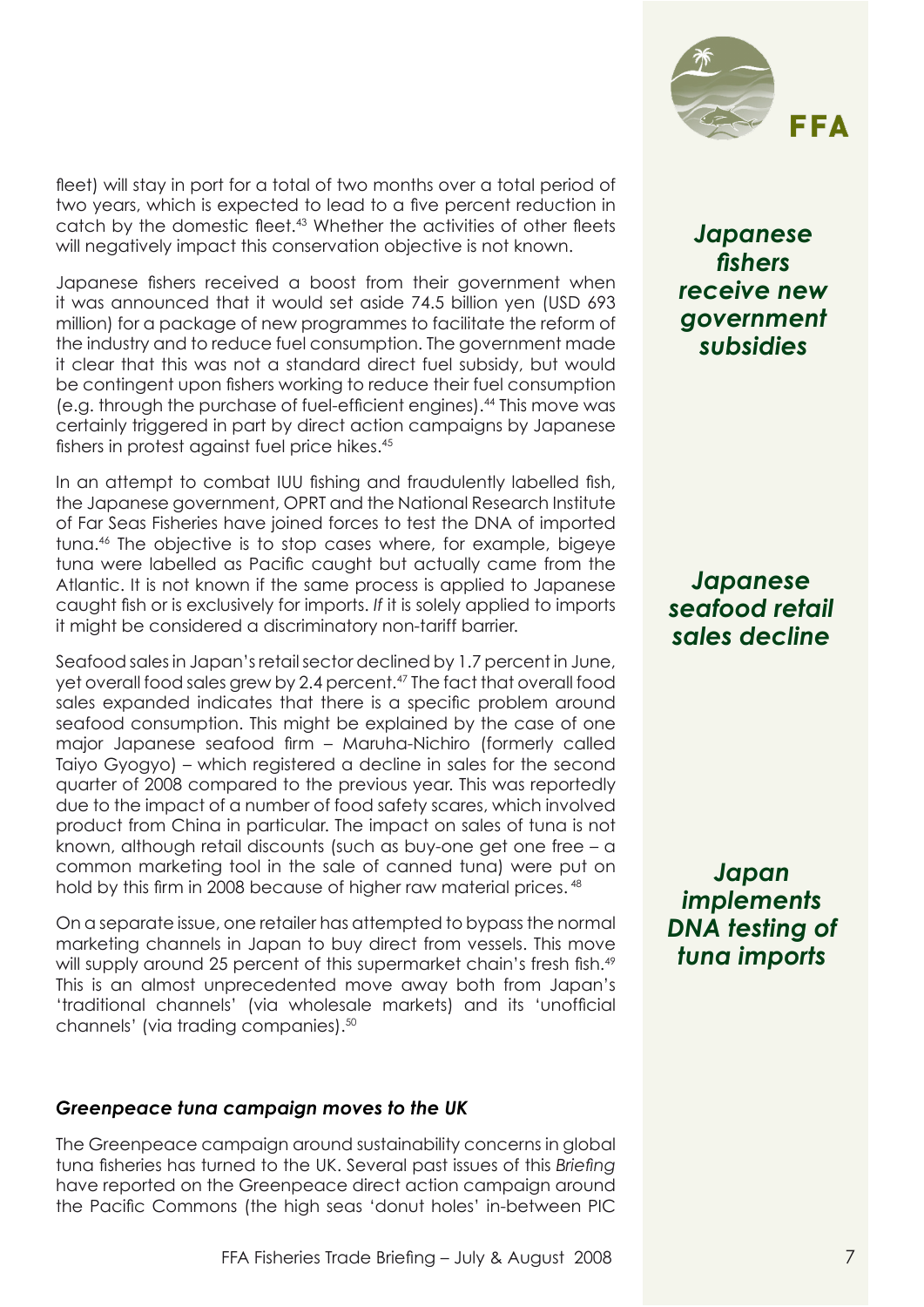fleet) will stay in port for a total of two months over a total period of two years, which is expected to lead to a five percent reduction in catch by the domestic fleet.[43] Whether the activities of other fleets will negatively impact this conservation objective is not known.

*Japanese fishers receive new government subsidies*

Japanese fishers received a boost from their government when it was announced that it would set aside 74.5 billion yen (USD 693 million) for a package of new programmes to facilitate the reform of the industry and to reduce fuel consumption. The government made it clear that this was not a standard direct fuel subsidy, but would be contingent upon fishers working to reduce their fuel consumption (e.g. through the purchase of fuel-efficient engines).[44] This move was certainly triggered in part by direct action campaigns by Japanese fishers in protest against fuel price hikes.[45]

*Japan implements DNA testing of tuna imports*

In an attempt to combat IUU fishing and fraudulently labelled fish, the Japanese government, OPRT and the National Research Institute of Far Seas Fisheries have joined forces to test the DNA of imported tuna.[46] The objective is to stop cases where, for example, bigeye tuna were labelled as Pacific caught but actually came from the Atlantic. It is not known if the same process is applied to Japanese caught fish or is exclusively for imports. *If* it is solely applied to imports it might be considered a discriminatory non-tariff barrier.

*Japanese seafood retail sales decline*

Seafood sales in Japan's retail sector declined by 1.7 percent in June, yet overall food sales grew by 2.4 percent.[47] The fact that overall food sales expanded indicates that there is a specific problem around seafood consumption. This might be explained by the case of one major Japanese seafood firm – Maruha-Nichiro (formerly called Taiyo Gyogyo) – which registered a decline in sales for the second quarter of 2008 compared to the previous year. This was reportedly due to the impact of a number of food safety scares, which involved product from China in particular. The impact on sales of tuna is not known, although retail discounts (such as buy-one get one free – a common marketing tool in the sale of canned tuna) were put on hold by this firm in 2008 because of higher raw material prices.[48]

On a separate issue, one retailer has attempted to bypass the normal marketing channels in Japan to buy direct from vessels. This move will supply around 25 percent of this supermarket chain's fresh fish.[49] This is an almost unprecedented move away both from Japan's 'traditional channels' (via wholesale markets) and its 'unofficial channels' (via trading companies).[50]

### *Greenpeace tuna campaign moves to the UK*

The Greenpeace campaign around sustainability concerns in global tuna fisheries has turned to the UK. Several past issues of this *Briefing* have reported on the Greenpeace direct action campaign around the Pacific Commons (the high seas 'donut holes' in-between PIC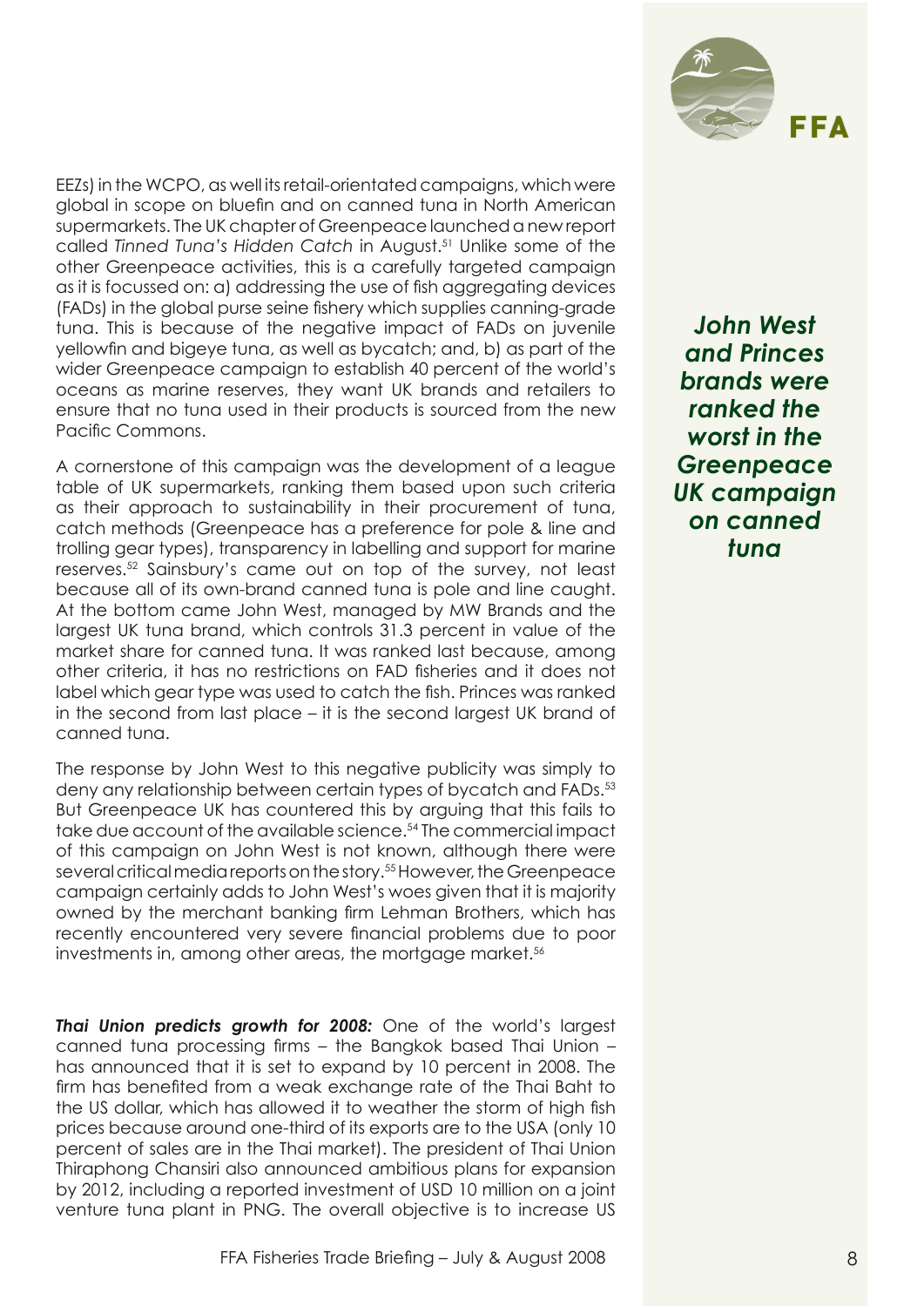EEZs) in the WCPO, as well its retail-orientated campaigns, which were global in scope on bluefin and on canned tuna in North American supermarkets. The UK chapter of Greenpeace launched a new report called *Tinned Tuna's Hidden Catch* in August.[51] Unlike some of the other Greenpeace activities, this is a carefully targeted campaign as it is focussed on: a) addressing the use of fish aggregating devices (FADs) in the global purse seine fishery which supplies canning-grade tuna. This is because of the negative impact of FADs on juvenile yellowfin and bigeye tuna, as well as bycatch; and, b) as part of the wider Greenpeace campaign to establish 40 percent of the world's oceans as marine reserves, they want UK brands and retailers to ensure that no tuna used in their products is sourced from the new Pacific Commons.

A cornerstone of this campaign was the development of a league table of UK supermarkets, ranking them based upon such criteria as their approach to sustainability in their procurement of tuna, catch methods (Greenpeace has a preference for pole & line and trolling gear types), transparency in labelling and support for marine reserves.[52] Sainsbury's came out on top of the survey, not least because all of its own-brand canned tuna is pole and line caught. At the bottom came John West, managed by MW Brands and the largest UK tuna brand, which controls 31.3 percent in value of the market share for canned tuna. It was ranked last because, among other criteria, it has no restrictions on FAD fisheries and it does not label which gear type was used to catch the fish. Princes was ranked in the second from last place – it is the second largest UK brand of canned tuna.

***John West and Princes brands were ranked the worst in the Greenpeace UK campaign on canned tuna***

The response by John West to this negative publicity was simply to deny any relationship between certain types of bycatch and FADs.[53] But Greenpeace UK has countered this by arguing that this fails to take due account of the available science.[54] The commercial impact of this campaign on John West is not known, although there were several critical media reports on the story.[55] However, the Greenpeace campaign certainly adds to John West's woes given that it is majority owned by the merchant banking firm Lehman Brothers, which has recently encountered very severe financial problems due to poor investments in, among other areas, the mortgage market.[56]

***Thai Union predicts growth for 2008:*** One of the world's largest canned tuna processing firms – the Bangkok based Thai Union – has announced that it is set to expand by 10 percent in 2008. The firm has benefited from a weak exchange rate of the Thai Baht to the US dollar, which has allowed it to weather the storm of high fish prices because around one-third of its exports are to the USA (only 10 percent of sales are in the Thai market). The president of Thai Union Thiraphong Chansiri also announced ambitious plans for expansion by 2012, including a reported investment of USD 10 million on a joint venture tuna plant in PNG. The overall objective is to increase US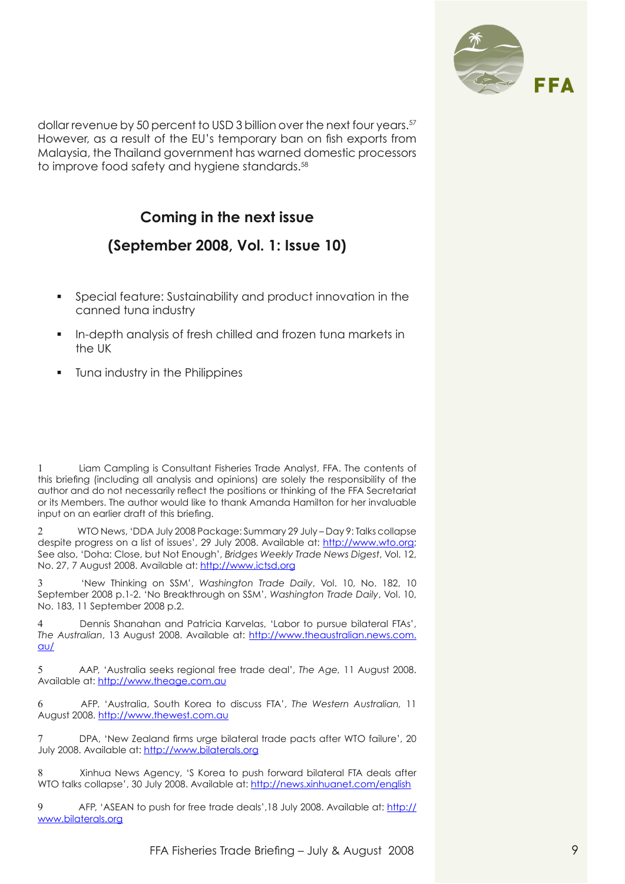dollar revenue by 50 percent to USD 3 billion over the next four years.[57] However, as a result of the EU's temporary ban on fish exports from Malaysia, the Thailand government has warned domestic processors to improve food safety and hygiene standards.[58]

## Coming in the next issue

## (September 2008, Vol. 1: Issue 10)

- Special feature: Sustainability and product innovation in the canned tuna industry
- In-depth analysis of fresh chilled and frozen tuna markets in the UK
- Tuna industry in the Philippines

1 Liam Campling is Consultant Fisheries Trade Analyst, FFA. The contents of this briefing (including all analysis and opinions) are solely the responsibility of the author and do not necessarily reflect the positions or thinking of the FFA Secretariat or its Members. The author would like to thank Amanda Hamilton for her invaluable input on an earlier draft of this briefing.

2 WTO News, 'DDA July 2008 Package: Summary 29 July – Day 9: Talks collapse despite progress on a list of issues', 29 July 2008. Available at: http://www.wto.org; See also, 'Doha: Close, but Not Enough', *Bridges Weekly Trade News Digest*, Vol. 12, No. 27, 7 August 2008. Available at: http://www.ictsd.org

3 'New Thinking on SSM', *Washington Trade Daily*, Vol. 10, No. 182, 10 September 2008 p.1-2. 'No Breakthrough on SSM', *Washington Trade Daily*, Vol. 10, No. 183, 11 September 2008 p.2.

4 Dennis Shanahan and Patricia Karvelas, 'Labor to pursue bilateral FTAs', *The Australian*, 13 August 2008. Available at: http://www.theaustralian.news.com.au/

5 AAP, 'Australia seeks regional free trade deal', *The Age,* 11 August 2008. Available at: http://www.theage.com.au

6 AFP. 'Australia, South Korea to discuss FTA', *The Western Australian,* 11 August 2008. http://www.thewest.com.au

7 DPA, 'New Zealand firms urge bilateral trade pacts after WTO failure', 20 July 2008. Available at: http://www.bilaterals.org

8 Xinhua News Agency, 'S Korea to push forward bilateral FTA deals after WTO talks collapse', 30 July 2008. Available at: http://news.xinhuanet.com/english

9 AFP, 'ASEAN to push for free trade deals',18 July 2008. Available at: http://www.bilaterals.org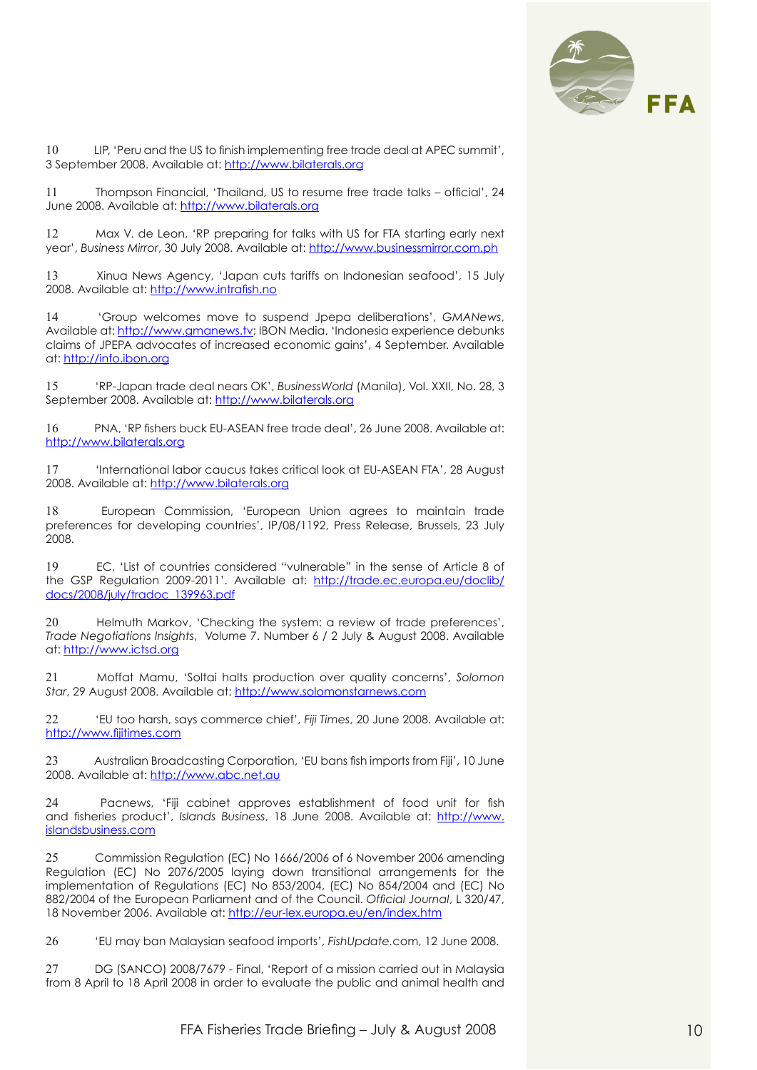10 LIP, 'Peru and the US to finish implementing free trade deal at APEC summit', 3 September 2008. Available at: http://www.bilaterals.org

11 Thompson Financial, 'Thailand, US to resume free trade talks – official', 24 June 2008. Available at: http://www.bilaterals.org

12 Max V. de Leon, 'RP preparing for talks with US for FTA starting early next year', *Business Mirror*, 30 July 2008. Available at: http://www.businessmirror.com.ph

13 Xinua News Agency, 'Japan cuts tariffs on Indonesian seafood', 15 July 2008. Available at: http://www.intrafish.no

14 'Group welcomes move to suspend Jpepa deliberations', *GMANews*, Available at: http://www.gmanews.tv; IBON Media, 'Indonesia experience debunks claims of JPEPA advocates of increased economic gains', 4 September. Available at: http://info.ibon.org

15 'RP-Japan trade deal nears OK', *BusinessWorld* (Manila), Vol. XXII, No. 28, 3 September 2008. Available at: http://www.bilaterals.org

16 PNA, 'RP fishers buck EU-ASEAN free trade deal', 26 June 2008. Available at: http://www.bilaterals.org

17 'International labor caucus takes critical look at EU-ASEAN FTA', 28 August 2008. Available at: http://www.bilaterals.org

18 European Commission, 'European Union agrees to maintain trade preferences for developing countries', IP/08/1192, Press Release, Brussels, 23 July 2008.

19 EC, 'List of countries considered "vulnerable" in the sense of Article 8 of the GSP Regulation 2009-2011'. Available at: http://trade.ec.europa.eu/doclib/docs/2008/july/tradoc_139963.pdf

20 Helmuth Markov, 'Checking the system: a review of trade preferences', *Trade Negotiations Insights*, Volume 7. Number 6 / 2 July & August 2008. Available at: http://www.ictsd.org

21 Moffat Mamu, 'Soltai halts production over quality concerns', *Solomon Star*, 29 August 2008. Available at: http://www.solomonstarnews.com

22 'EU too harsh, says commerce chief', *Fiji Times*, 20 June 2008. Available at: http://www.fijitimes.com

23 Australian Broadcasting Corporation, 'EU bans fish imports from Fiji', 10 June 2008. Available at: http://www.abc.net.au

24 Pacnews, 'Fiji cabinet approves establishment of food unit for fish and fisheries product', *Islands Business*, 18 June 2008. Available at: http://www.islandsbusiness.com

25 Commission Regulation (EC) No 1666/2006 of 6 November 2006 amending Regulation (EC) No 2076/2005 laying down transitional arrangements for the implementation of Regulations (EC) No 853/2004, (EC) No 854/2004 and (EC) No 882/2004 of the European Parliament and of the Council. *Official Journal*, L 320/47, 18 November 2006. Available at: http://eur-lex.europa.eu/en/index.htm

26 'EU may ban Malaysian seafood imports', *FishUpdate*.com, 12 June 2008.

27 DG (SANCO) 2008/7679 - Final, 'Report of a mission carried out in Malaysia from 8 April to 18 April 2008 in order to evaluate the public and animal health and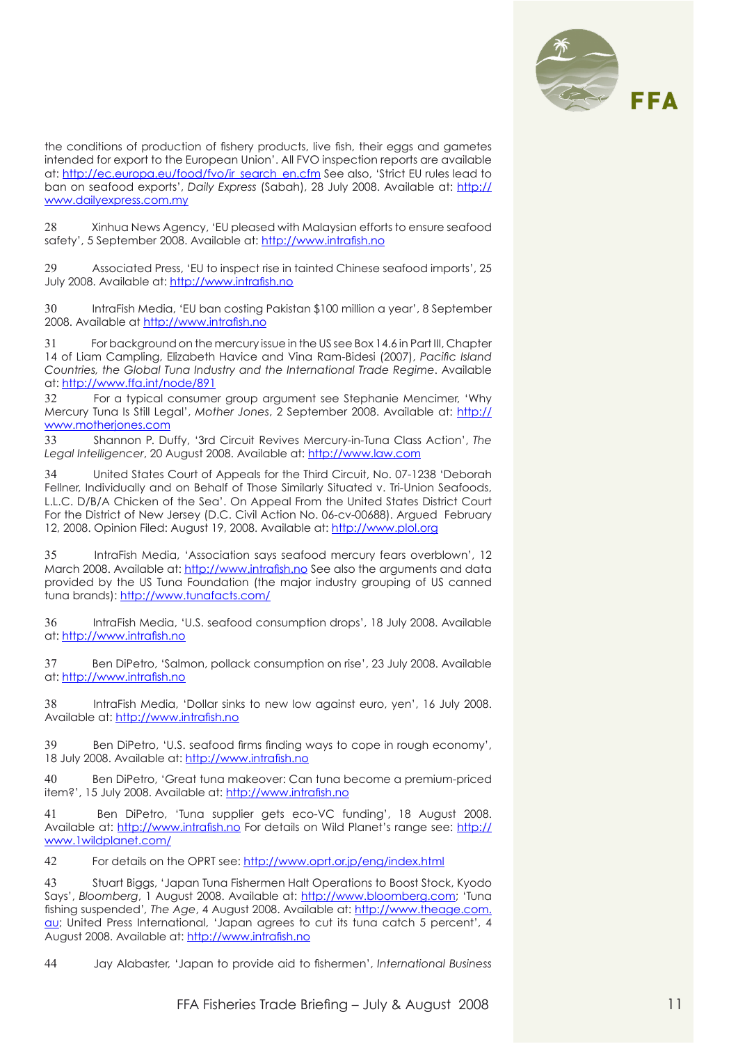the conditions of production of fishery products, live fish, their eggs and gametes intended for export to the European Union'. All FVO inspection reports are available at: http://ec.europa.eu/food/fvo/ir_search_en.cfm See also, 'Strict EU rules lead to ban on seafood exports', *Daily Express* (Sabah), 28 July 2008. Available at: http://www.dailyexpress.com.my

28 Xinhua News Agency, 'EU pleased with Malaysian efforts to ensure seafood safety', 5 September 2008. Available at: http://www.intrafish.no

29 Associated Press, 'EU to inspect rise in tainted Chinese seafood imports', 25 July 2008. Available at: http://www.intrafish.no

30 IntraFish Media, 'EU ban costing Pakistan $100 million a year', 8 September 2008. Available at http://www.intrafish.no

31 For background on the mercury issue in the US see Box 14.6 in Part III, Chapter 14 of Liam Campling, Elizabeth Havice and Vina Ram-Bidesi (2007), *Pacific Island Countries, the Global Tuna Industry and the International Trade Regime*. Available at: http://www.ffa.int/node/891

32 For a typical consumer group argument see Stephanie Mencimer, 'Why Mercury Tuna Is Still Legal', *Mother Jones*, 2 September 2008. Available at: http://www.motherjones.com

33 Shannon P. Duffy, '3rd Circuit Revives Mercury-in-Tuna Class Action', *The Legal Intelligencer*, 20 August 2008. Available at: http://www.law.com

34 United States Court of Appeals for the Third Circuit, No. 07-1238 'Deborah Fellner, Individually and on Behalf of Those Similarly Situated v. Tri-Union Seafoods, L.L.C. D/B/A Chicken of the Sea'. On Appeal From the United States District Court For the District of New Jersey (D.C. Civil Action No. 06-cv-00688). Argued February 12, 2008. Opinion Filed: August 19, 2008. Available at: http://www.plol.org

35 IntraFish Media, 'Association says seafood mercury fears overblown', 12 March 2008. Available at: http://www.intrafish.no See also the arguments and data provided by the US Tuna Foundation (the major industry grouping of US canned tuna brands): http://www.tunafacts.com/

36 IntraFish Media, 'U.S. seafood consumption drops', 18 July 2008. Available at: http://www.intrafish.no

37 Ben DiPetro, 'Salmon, pollack consumption on rise', 23 July 2008. Available at: http://www.intrafish.no

38 IntraFish Media, 'Dollar sinks to new low against euro, yen', 16 July 2008. Available at: http://www.intrafish.no

39 Ben DiPetro, 'U.S. seafood firms finding ways to cope in rough economy', 18 July 2008. Available at: http://www.intrafish.no

40 Ben DiPetro, 'Great tuna makeover: Can tuna become a premium-priced item?', 15 July 2008. Available at: http://www.intrafish.no

41 Ben DiPetro, 'Tuna supplier gets eco-VC funding', 18 August 2008. Available at: http://www.intrafish.no For details on Wild Planet's range see: http://www.1wildplanet.com/

42 For details on the OPRT see: http://www.oprt.or.jp/eng/index.html

43 Stuart Biggs, 'Japan Tuna Fishermen Halt Operations to Boost Stock, Kyodo Says', *Bloomberg*, 1 August 2008. Available at: http://www.bloomberg.com; 'Tuna fishing suspended', *The Age*, 4 August 2008. Available at: http://www.theage.com.au; United Press International, 'Japan agrees to cut its tuna catch 5 percent', 4 August 2008. Available at: http://www.intrafish.no

44 Jay Alabaster, 'Japan to provide aid to fishermen', *International Business*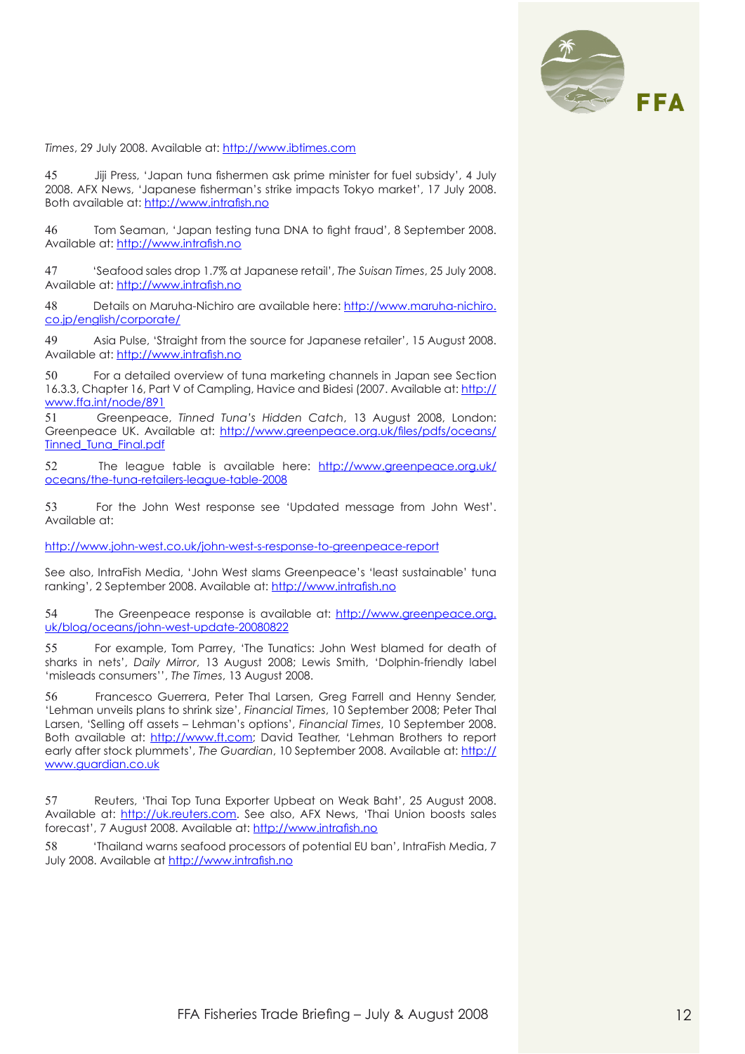*Times*, 29 July 2008. Available at: http://www.ibtimes.com

45 Jiji Press, 'Japan tuna fishermen ask prime minister for fuel subsidy', 4 July 2008. AFX News, 'Japanese fisherman's strike impacts Tokyo market', 17 July 2008. Both available at: http://www.intrafish.no

46 Tom Seaman, 'Japan testing tuna DNA to fight fraud', 8 September 2008. Available at: http://www.intrafish.no

47 'Seafood sales drop 1.7% at Japanese retail', *The Suisan Times*, 25 July 2008. Available at: http://www.intrafish.no

48 Details on Maruha-Nichiro are available here: http://www.maruha-nichiro.co.jp/english/corporate/

49 Asia Pulse, 'Straight from the source for Japanese retailer', 15 August 2008. Available at: http://www.intrafish.no

50 For a detailed overview of tuna marketing channels in Japan see Section 16.3.3, Chapter 16, Part V of Campling, Havice and Bidesi (2007. Available at: http://www.ffa.int/node/891

51 Greenpeace, *Tinned Tuna's Hidden Catch*, 13 August 2008, London: Greenpeace UK. Available at: http://www.greenpeace.org.uk/files/pdfs/oceans/Tinned_Tuna_Final.pdf

52 The league table is available here: http://www.greenpeace.org.uk/oceans/the-tuna-retailers-league-table-2008

53 For the John West response see 'Updated message from John West'. Available at:

http://www.john-west.co.uk/john-west-s-response-to-greenpeace-report

See also, IntraFish Media, 'John West slams Greenpeace's 'least sustainable' tuna ranking', 2 September 2008. Available at: http://www.intrafish.no

54 The Greenpeace response is available at: http://www.greenpeace.org.uk/blog/oceans/john-west-update-20080822

55 For example, Tom Parrey, 'The Tunatics: John West blamed for death of sharks in nets', *Daily Mirror*, 13 August 2008; Lewis Smith, 'Dolphin-friendly label 'misleads consumers'', *The Times*, 13 August 2008.

56 Francesco Guerrera, Peter Thal Larsen, Greg Farrell and Henny Sender, 'Lehman unveils plans to shrink size', *Financial Times*, 10 September 2008; Peter Thal Larsen, 'Selling off assets – Lehman's options', *Financial Times*, 10 September 2008. Both available at: http://www.ft.com; David Teather, 'Lehman Brothers to report early after stock plummets', *The Guardian*, 10 September 2008. Available at: http://www.guardian.co.uk

57 Reuters, 'Thai Top Tuna Exporter Upbeat on Weak Baht', 25 August 2008. Available at: http://uk.reuters.com. See also, AFX News, 'Thai Union boosts sales forecast', 7 August 2008. Available at: http://www.intrafish.no

58 'Thailand warns seafood processors of potential EU ban', IntraFish Media, 7 July 2008. Available at http://www.intrafish.no